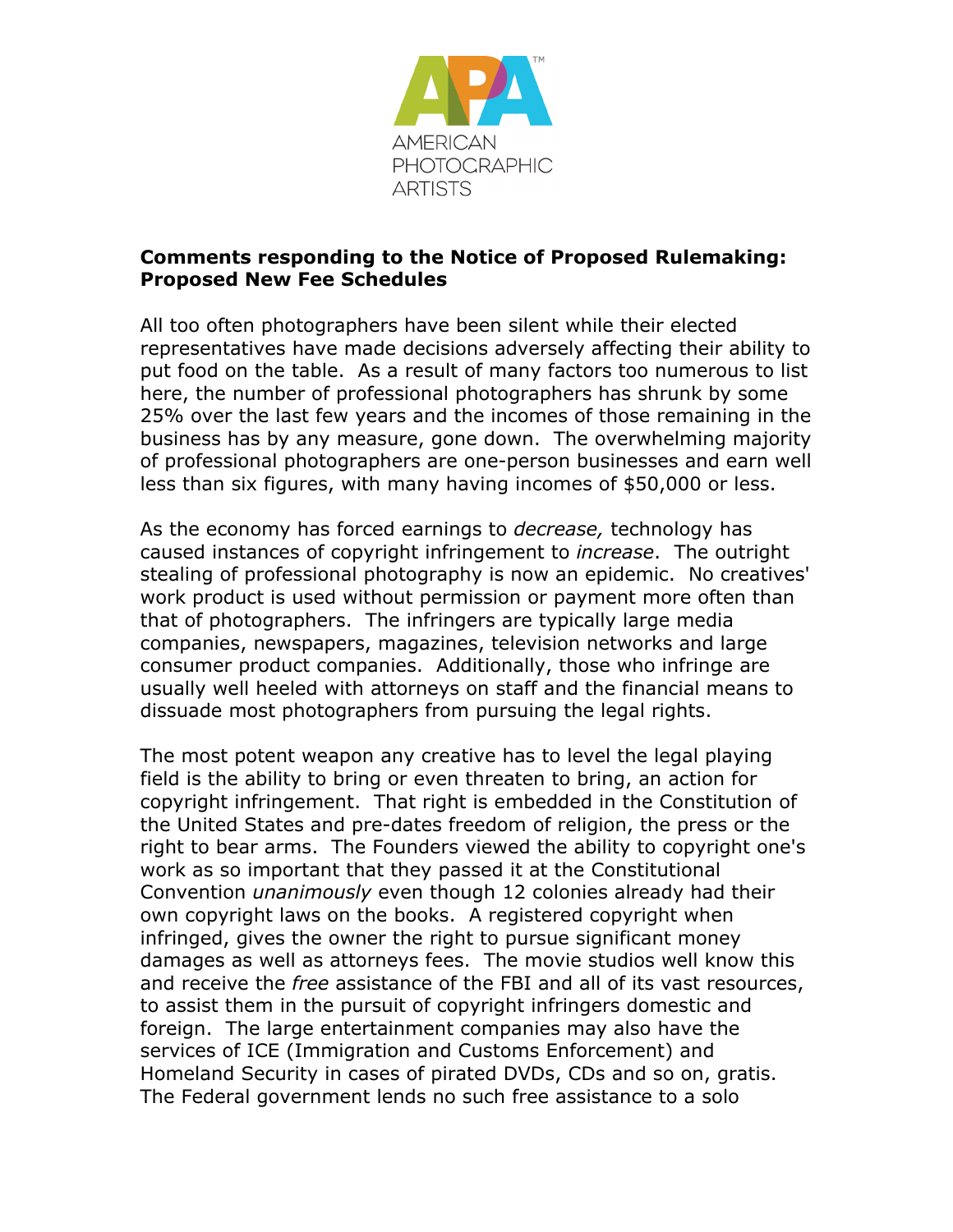AMERICAN PHOTOGRAPHIC ARTISTS

**Comments responding to the Notice of Proposed Rulemaking: Proposed New Fee Schedules**

All too often photographers have been silent while their elected representatives have made decisions adversely affecting their ability to put food on the table. As a result of many factors too numerous to list here, the number of professional photographers has shrunk by some 25% over the last few years and the incomes of those remaining in the business has by any measure, gone down. The overwhelming majority of professional photographers are one-person businesses and earn well less than six figures, with many having incomes of $50,000 or less.

As the economy has forced earnings to *decrease,* technology has caused instances of copyright infringement to *increase*. The outright stealing of professional photography is now an epidemic. No creatives' work product is used without permission or payment more often than that of photographers. The infringers are typically large media companies, newspapers, magazines, television networks and large consumer product companies. Additionally, those who infringe are usually well heeled with attorneys on staff and the financial means to dissuade most photographers from pursuing the legal rights.

The most potent weapon any creative has to level the legal playing field is the ability to bring or even threaten to bring, an action for copyright infringement. That right is embedded in the Constitution of the United States and pre-dates freedom of religion, the press or the right to bear arms. The Founders viewed the ability to copyright one's work as so important that they passed it at the Constitutional Convention *unanimously* even though 12 colonies already had their own copyright laws on the books. A registered copyright when infringed, gives the owner the right to pursue significant money damages as well as attorneys fees. The movie studios well know this and receive the *free* assistance of the FBI and all of its vast resources, to assist them in the pursuit of copyright infringers domestic and foreign. The large entertainment companies may also have the services of ICE (Immigration and Customs Enforcement) and Homeland Security in cases of pirated DVDs, CDs and so on, gratis. The Federal government lends no such free assistance to a solo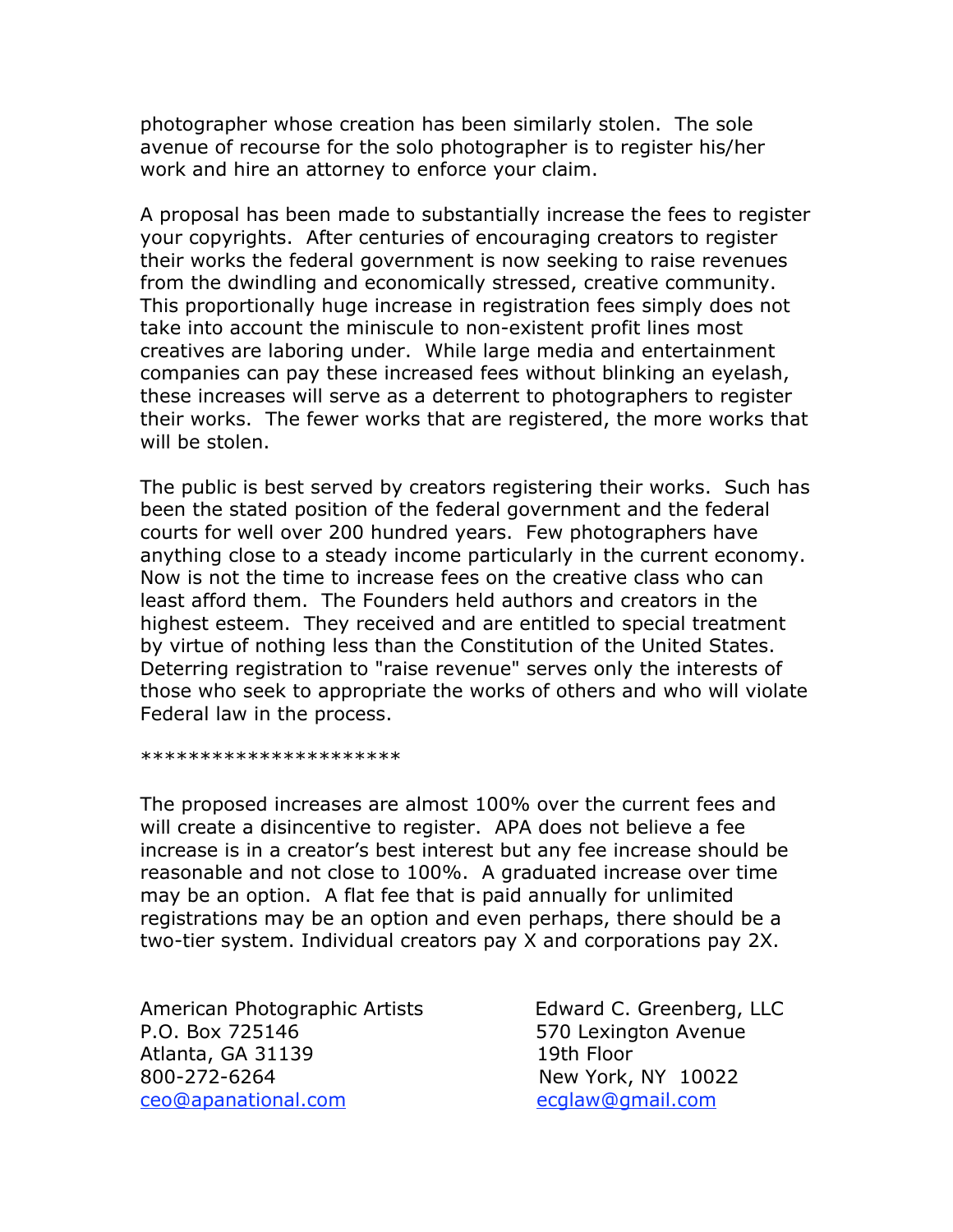photographer whose creation has been similarly stolen. The sole avenue of recourse for the solo photographer is to register his/her work and hire an attorney to enforce your claim.

A proposal has been made to substantially increase the fees to register your copyrights. After centuries of encouraging creators to register their works the federal government is now seeking to raise revenues from the dwindling and economically stressed, creative community. This proportionally huge increase in registration fees simply does not take into account the miniscule to non-existent profit lines most creatives are laboring under. While large media and entertainment companies can pay these increased fees without blinking an eyelash, these increases will serve as a deterrent to photographers to register their works. The fewer works that are registered, the more works that will be stolen.

The public is best served by creators registering their works. Such has been the stated position of the federal government and the federal courts for well over 200 hundred years. Few photographers have anything close to a steady income particularly in the current economy. Now is not the time to increase fees on the creative class who can least afford them. The Founders held authors and creators in the highest esteem. They received and are entitled to special treatment by virtue of nothing less than the Constitution of the United States. Deterring registration to "raise revenue" serves only the interests of those who seek to appropriate the works of others and who will violate Federal law in the process.

**********************

The proposed increases are almost 100% over the current fees and will create a disincentive to register. APA does not believe a fee increase is in a creator's best interest but any fee increase should be reasonable and not close to 100%. A graduated increase over time may be an option. A flat fee that is paid annually for unlimited registrations may be an option and even perhaps, there should be a two-tier system. Individual creators pay X and corporations pay 2X.

American Photographic Artists
P.O. Box 725146
Atlanta, GA 31139
800-272-6264
ceo@apanational.com

Edward C. Greenberg, LLC
570 Lexington Avenue
19th Floor
New York, NY 10022
ecglaw@gmail.com